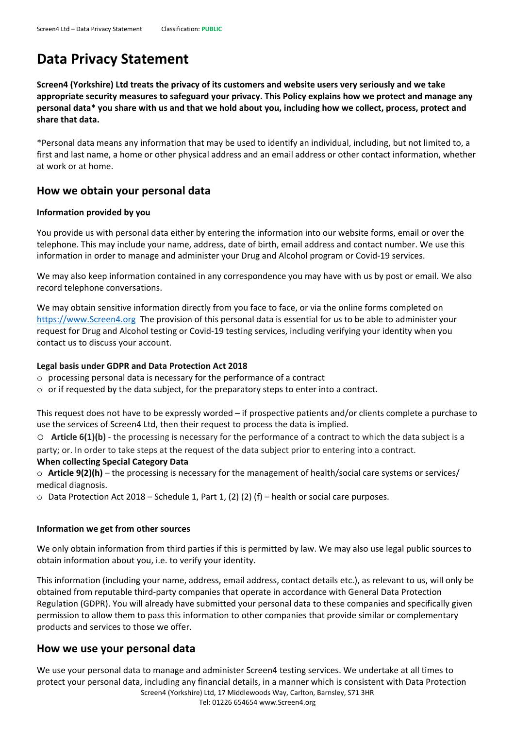# Data Privacy Statement

**Screen4 (Yorkshire) Ltd treats the privacy of its customers and website users very seriously and we take appropriate security measures to safeguard your privacy. This Policy explains how we protect and manage any personal data* you share with us and that we hold about you, including how we collect, process, protect and share that data.**

*Personal data means any information that may be used to identify an individual, including, but not limited to, a first and last name, a home or other physical address and an email address or other contact information, whether at work or at home.

## How we obtain your personal data

**Information provided by you**

You provide us with personal data either by entering the information into our website forms, email or over the telephone. This may include your name, address, date of birth, email address and contact number. We use this information in order to manage and administer your Drug and Alcohol program or Covid-19 services.

We may also keep information contained in any correspondence you may have with us by post or email. We also record telephone conversations.

We may obtain sensitive information directly from you face to face, or via the online forms completed on https://www.Screen4.org The provision of this personal data is essential for us to be able to administer your request for Drug and Alcohol testing or Covid-19 testing services, including verifying your identity when you contact us to discuss your account.

**Legal basis under GDPR and Data Protection Act 2018**

- processing personal data is necessary for the performance of a contract
- or if requested by the data subject, for the preparatory steps to enter into a contract.

This request does not have to be expressly worded – if prospective patients and/or clients complete a purchase to use the services of Screen4 Ltd, then their request to process the data is implied.

- **Article 6(1)(b)** - the processing is necessary for the performance of a contract to which the data subject is a party; or. In order to take steps at the request of the data subject prior to entering into a contract.

**When collecting Special Category Data**

- **Article 9(2)(h)** – the processing is necessary for the management of health/social care systems or services/ medical diagnosis.
- Data Protection Act 2018 – Schedule 1, Part 1, (2) (2) (f) – health or social care purposes.

**Information we get from other sources**

We only obtain information from third parties if this is permitted by law. We may also use legal public sources to obtain information about you, i.e. to verify your identity.

This information (including your name, address, email address, contact details etc.), as relevant to us, will only be obtained from reputable third-party companies that operate in accordance with General Data Protection Regulation (GDPR). You will already have submitted your personal data to these companies and specifically given permission to allow them to pass this information to other companies that provide similar or complementary products and services to those we offer.

## How we use your personal data

We use your personal data to manage and administer Screen4 testing services. We undertake at all times to protect your personal data, including any financial details, in a manner which is consistent with Data Protection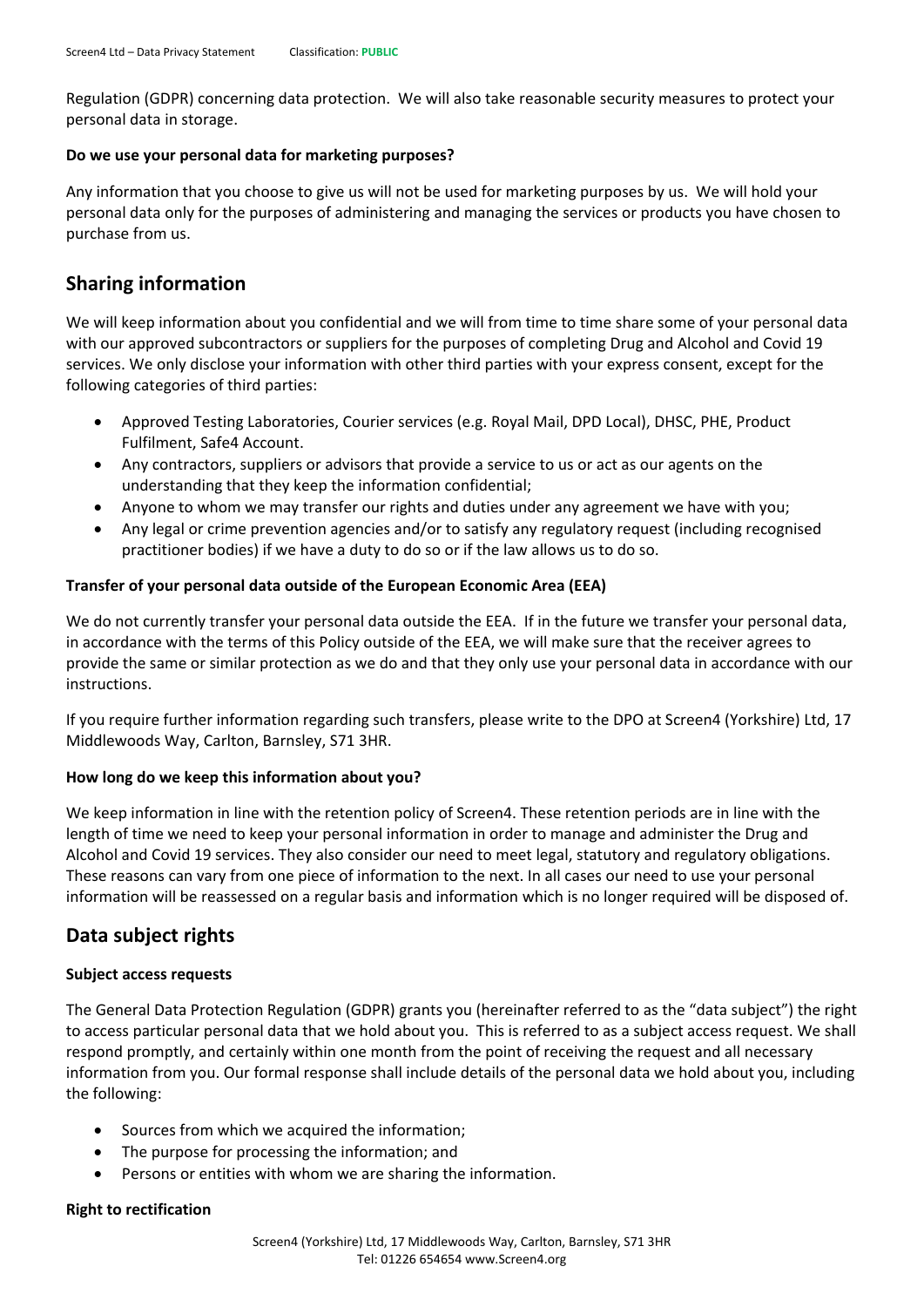Regulation (GDPR) concerning data protection. We will also take reasonable security measures to protect your personal data in storage.

**Do we use your personal data for marketing purposes?**

Any information that you choose to give us will not be used for marketing purposes by us. We will hold your personal data only for the purposes of administering and managing the services or products you have chosen to purchase from us.

## Sharing information

We will keep information about you confidential and we will from time to time share some of your personal data with our approved subcontractors or suppliers for the purposes of completing Drug and Alcohol and Covid 19 services. We only disclose your information with other third parties with your express consent, except for the following categories of third parties:

- Approved Testing Laboratories, Courier services (e.g. Royal Mail, DPD Local), DHSC, PHE, Product Fulfilment, Safe4 Account.
- Any contractors, suppliers or advisors that provide a service to us or act as our agents on the understanding that they keep the information confidential;
- Anyone to whom we may transfer our rights and duties under any agreement we have with you;
- Any legal or crime prevention agencies and/or to satisfy any regulatory request (including recognised practitioner bodies) if we have a duty to do so or if the law allows us to do so.

**Transfer of your personal data outside of the European Economic Area (EEA)**

We do not currently transfer your personal data outside the EEA. If in the future we transfer your personal data, in accordance with the terms of this Policy outside of the EEA, we will make sure that the receiver agrees to provide the same or similar protection as we do and that they only use your personal data in accordance with our instructions.

If you require further information regarding such transfers, please write to the DPO at Screen4 (Yorkshire) Ltd, 17 Middlewoods Way, Carlton, Barnsley, S71 3HR.

**How long do we keep this information about you?**

We keep information in line with the retention policy of Screen4. These retention periods are in line with the length of time we need to keep your personal information in order to manage and administer the Drug and Alcohol and Covid 19 services. They also consider our need to meet legal, statutory and regulatory obligations. These reasons can vary from one piece of information to the next. In all cases our need to use your personal information will be reassessed on a regular basis and information which is no longer required will be disposed of.

## Data subject rights

**Subject access requests**

The General Data Protection Regulation (GDPR) grants you (hereinafter referred to as the "data subject") the right to access particular personal data that we hold about you. This is referred to as a subject access request. We shall respond promptly, and certainly within one month from the point of receiving the request and all necessary information from you. Our formal response shall include details of the personal data we hold about you, including the following:

- Sources from which we acquired the information;
- The purpose for processing the information; and
- Persons or entities with whom we are sharing the information.

**Right to rectification**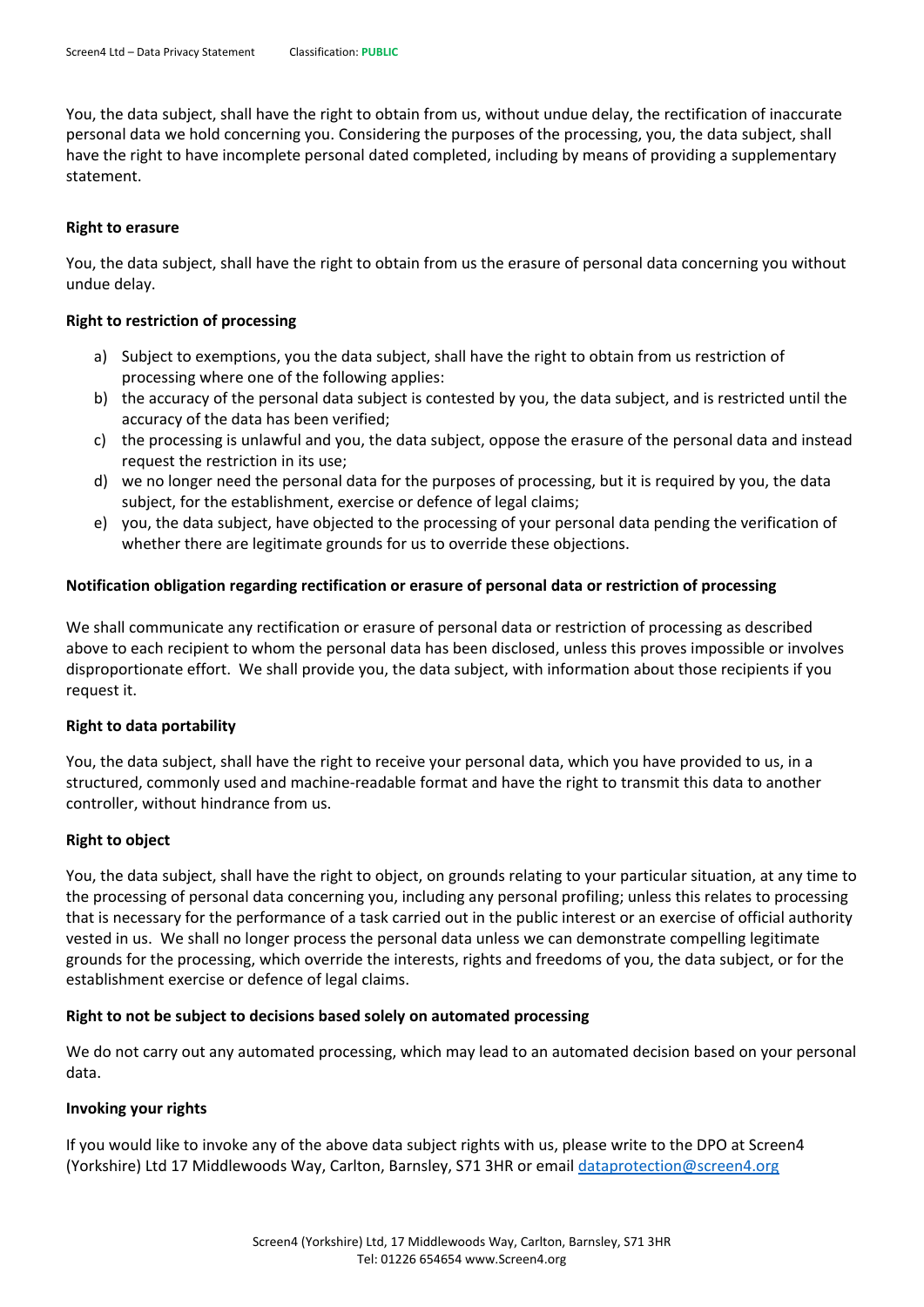You, the data subject, shall have the right to obtain from us, without undue delay, the rectification of inaccurate personal data we hold concerning you. Considering the purposes of the processing, you, the data subject, shall have the right to have incomplete personal dated completed, including by means of providing a supplementary statement.

**Right to erasure**

You, the data subject, shall have the right to obtain from us the erasure of personal data concerning you without undue delay.

**Right to restriction of processing**

a) Subject to exemptions, you the data subject, shall have the right to obtain from us restriction of processing where one of the following applies:
b) the accuracy of the personal data subject is contested by you, the data subject, and is restricted until the accuracy of the data has been verified;
c) the processing is unlawful and you, the data subject, oppose the erasure of the personal data and instead request the restriction in its use;
d) we no longer need the personal data for the purposes of processing, but it is required by you, the data subject, for the establishment, exercise or defence of legal claims;
e) you, the data subject, have objected to the processing of your personal data pending the verification of whether there are legitimate grounds for us to override these objections.

**Notification obligation regarding rectification or erasure of personal data or restriction of processing**

We shall communicate any rectification or erasure of personal data or restriction of processing as described above to each recipient to whom the personal data has been disclosed, unless this proves impossible or involves disproportionate effort. We shall provide you, the data subject, with information about those recipients if you request it.

**Right to data portability**

You, the data subject, shall have the right to receive your personal data, which you have provided to us, in a structured, commonly used and machine-readable format and have the right to transmit this data to another controller, without hindrance from us.

**Right to object**

You, the data subject, shall have the right to object, on grounds relating to your particular situation, at any time to the processing of personal data concerning you, including any personal profiling; unless this relates to processing that is necessary for the performance of a task carried out in the public interest or an exercise of official authority vested in us. We shall no longer process the personal data unless we can demonstrate compelling legitimate grounds for the processing, which override the interests, rights and freedoms of you, the data subject, or for the establishment exercise or defence of legal claims.

**Right to not be subject to decisions based solely on automated processing**

We do not carry out any automated processing, which may lead to an automated decision based on your personal data.

**Invoking your rights**

If you would like to invoke any of the above data subject rights with us, please write to the DPO at Screen4 (Yorkshire) Ltd 17 Middlewoods Way, Carlton, Barnsley, S71 3HR or email dataprotection@screen4.org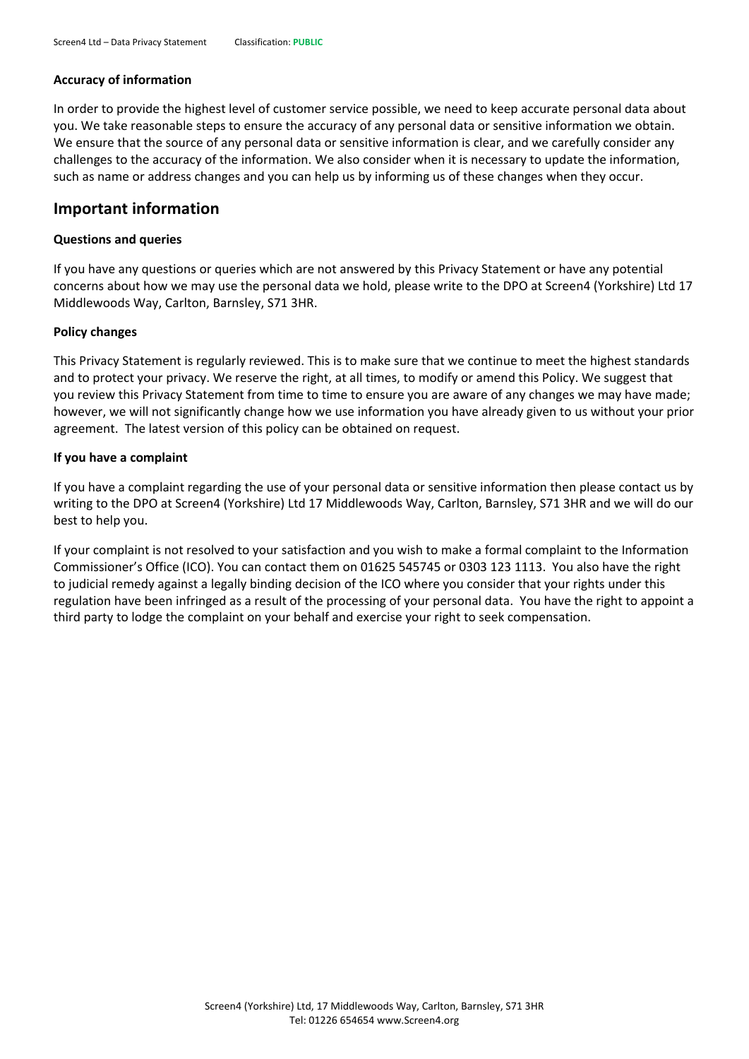**Accuracy of information**

In order to provide the highest level of customer service possible, we need to keep accurate personal data about you. We take reasonable steps to ensure the accuracy of any personal data or sensitive information we obtain. We ensure that the source of any personal data or sensitive information is clear, and we carefully consider any challenges to the accuracy of the information. We also consider when it is necessary to update the information, such as name or address changes and you can help us by informing us of these changes when they occur.

## Important information

**Questions and queries**

If you have any questions or queries which are not answered by this Privacy Statement or have any potential concerns about how we may use the personal data we hold, please write to the DPO at Screen4 (Yorkshire) Ltd 17 Middlewoods Way, Carlton, Barnsley, S71 3HR.

**Policy changes**

This Privacy Statement is regularly reviewed. This is to make sure that we continue to meet the highest standards and to protect your privacy. We reserve the right, at all times, to modify or amend this Policy. We suggest that you review this Privacy Statement from time to time to ensure you are aware of any changes we may have made; however, we will not significantly change how we use information you have already given to us without your prior agreement. The latest version of this policy can be obtained on request.

**If you have a complaint**

If you have a complaint regarding the use of your personal data or sensitive information then please contact us by writing to the DPO at Screen4 (Yorkshire) Ltd 17 Middlewoods Way, Carlton, Barnsley, S71 3HR and we will do our best to help you.

If your complaint is not resolved to your satisfaction and you wish to make a formal complaint to the Information Commissioner's Office (ICO). You can contact them on 01625 545745 or 0303 123 1113. You also have the right to judicial remedy against a legally binding decision of the ICO where you consider that your rights under this regulation have been infringed as a result of the processing of your personal data. You have the right to appoint a third party to lodge the complaint on your behalf and exercise your right to seek compensation.